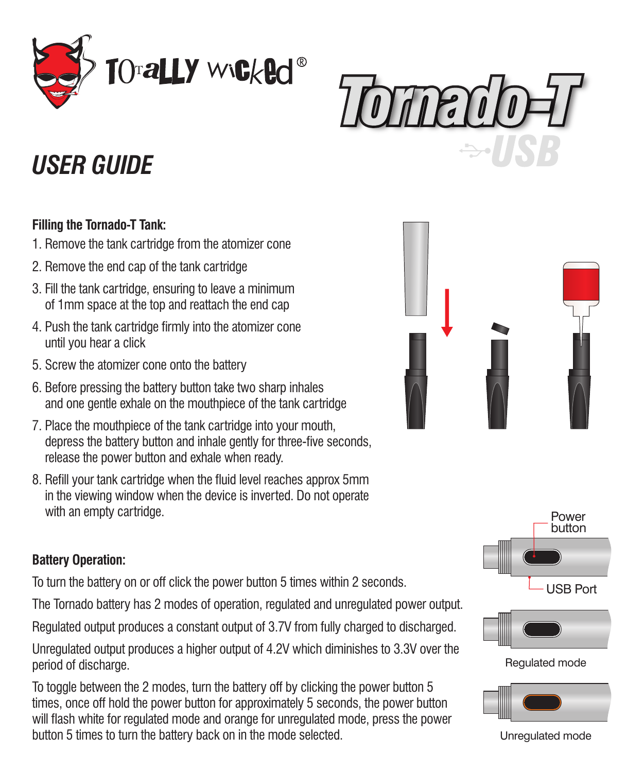Totally Wicked®

# Tornado-T USB

## USER GUIDE

**Filling the Tornado-T Tank:**

1. Remove the tank cartridge from the atomizer cone
2. Remove the end cap of the tank cartridge
3. Fill the tank cartridge, ensuring to leave a minimum of 1mm space at the top and reattach the end cap
4. Push the tank cartridge firmly into the atomizer cone until you hear a click
5. Screw the atomizer cone onto the battery
6. Before pressing the battery button take two sharp inhales and one gentle exhale on the mouthpiece of the tank cartridge
7. Place the mouthpiece of the tank cartridge into your mouth, depress the battery button and inhale gently for three-five seconds, release the power button and exhale when ready.
8. Refill your tank cartridge when the fluid level reaches approx 5mm in the viewing window when the device is inverted. Do not operate with an empty cartridge.

**Battery Operation:**

To turn the battery on or off click the power button 5 times within 2 seconds.

The Tornado battery has 2 modes of operation, regulated and unregulated power output.

Regulated output produces a constant output of 3.7V from fully charged to discharged.

Unregulated output produces a higher output of 4.2V which diminishes to 3.3V over the period of discharge.

To toggle between the 2 modes, turn the battery off by clicking the power button 5 times, once off hold the power button for approximately 5 seconds, the power button will flash white for regulated mode and orange for unregulated mode, press the power button 5 times to turn the battery back on in the mode selected.

Power button

USB Port

Regulated mode

Unregulated mode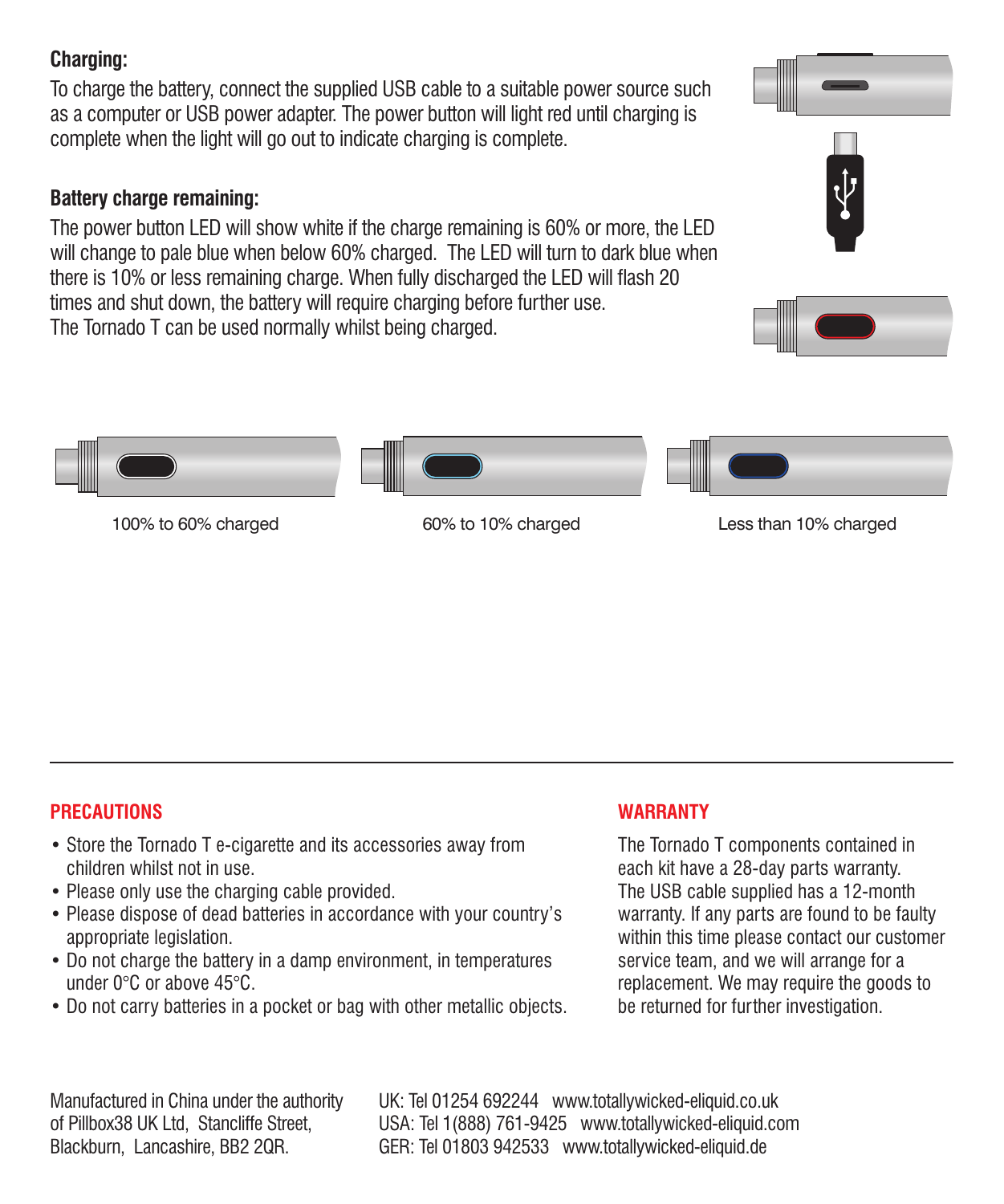## Charging:

To charge the battery, connect the supplied USB cable to a suitable power source such as a computer or USB power adapter. The power button will light red until charging is complete when the light will go out to indicate charging is complete.

## Battery charge remaining:

The power button LED will show white if the charge remaining is 60% or more, the LED will change to pale blue when below 60% charged. The LED will turn to dark blue when there is 10% or less remaining charge. When fully discharged the LED will flash 20 times and shut down, the battery will require charging before further use.
The Tornado T can be used normally whilst being charged.

100% to 60% charged

60% to 10% charged

Less than 10% charged

## PRECAUTIONS

- Store the Tornado T e-cigarette and its accessories away from children whilst not in use.
- Please only use the charging cable provided.
- Please dispose of dead batteries in accordance with your country's appropriate legislation.
- Do not charge the battery in a damp environment, in temperatures under 0°C or above 45°C.
- Do not carry batteries in a pocket or bag with other metallic objects.

## WARRANTY

The Tornado T components contained in each kit have a 28-day parts warranty. The USB cable supplied has a 12-month warranty. If any parts are found to be faulty within this time please contact our customer service team, and we will arrange for a replacement. We may require the goods to be returned for further investigation.

Manufactured in China under the authority of Pillbox38 UK Ltd, Stancliffe Street, Blackburn, Lancashire, BB2 2QR.

UK: Tel 01254 692244 www.totallywicked-eliquid.co.uk
USA: Tel 1(888) 761-9425 www.totallywicked-eliquid.com
GER: Tel 01803 942533 www.totallywicked-eliquid.de